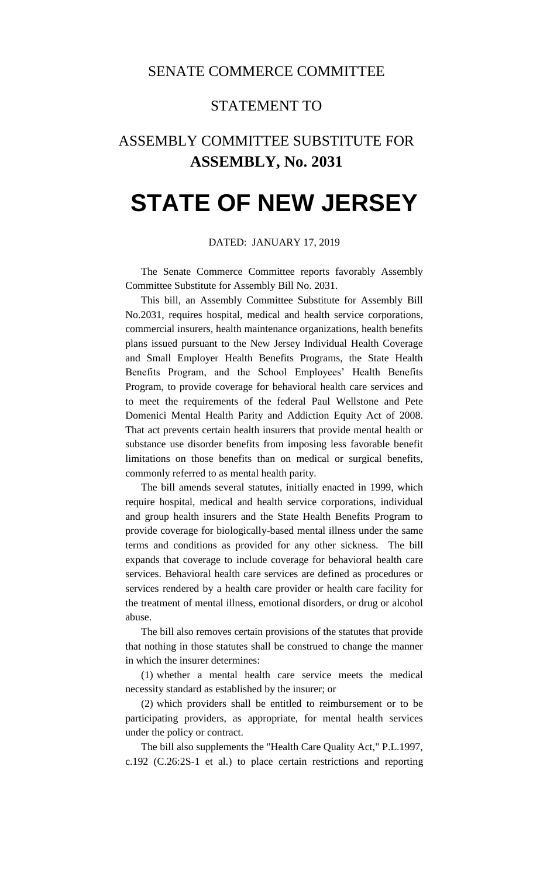SENATE COMMERCE COMMITTEE

STATEMENT TO

ASSEMBLY COMMITTEE SUBSTITUTE FOR
**ASSEMBLY, No. 2031**

# STATE OF NEW JERSEY

DATED: JANUARY 17, 2019

The Senate Commerce Committee reports favorably Assembly Committee Substitute for Assembly Bill No. 2031.

This bill, an Assembly Committee Substitute for Assembly Bill No.2031, requires hospital, medical and health service corporations, commercial insurers, health maintenance organizations, health benefits plans issued pursuant to the New Jersey Individual Health Coverage and Small Employer Health Benefits Programs, the State Health Benefits Program, and the School Employees' Health Benefits Program, to provide coverage for behavioral health care services and to meet the requirements of the federal Paul Wellstone and Pete Domenici Mental Health Parity and Addiction Equity Act of 2008. That act prevents certain health insurers that provide mental health or substance use disorder benefits from imposing less favorable benefit limitations on those benefits than on medical or surgical benefits, commonly referred to as mental health parity.

The bill amends several statutes, initially enacted in 1999, which require hospital, medical and health service corporations, individual and group health insurers and the State Health Benefits Program to provide coverage for biologically-based mental illness under the same terms and conditions as provided for any other sickness. The bill expands that coverage to include coverage for behavioral health care services. Behavioral health care services are defined as procedures or services rendered by a health care provider or health care facility for the treatment of mental illness, emotional disorders, or drug or alcohol abuse.

The bill also removes certain provisions of the statutes that provide that nothing in those statutes shall be construed to change the manner in which the insurer determines:

(1) whether a mental health care service meets the medical necessity standard as established by the insurer; or

(2) which providers shall be entitled to reimbursement or to be participating providers, as appropriate, for mental health services under the policy or contract.

The bill also supplements the "Health Care Quality Act," P.L.1997, c.192 (C.26:2S-1 et al.) to place certain restrictions and reporting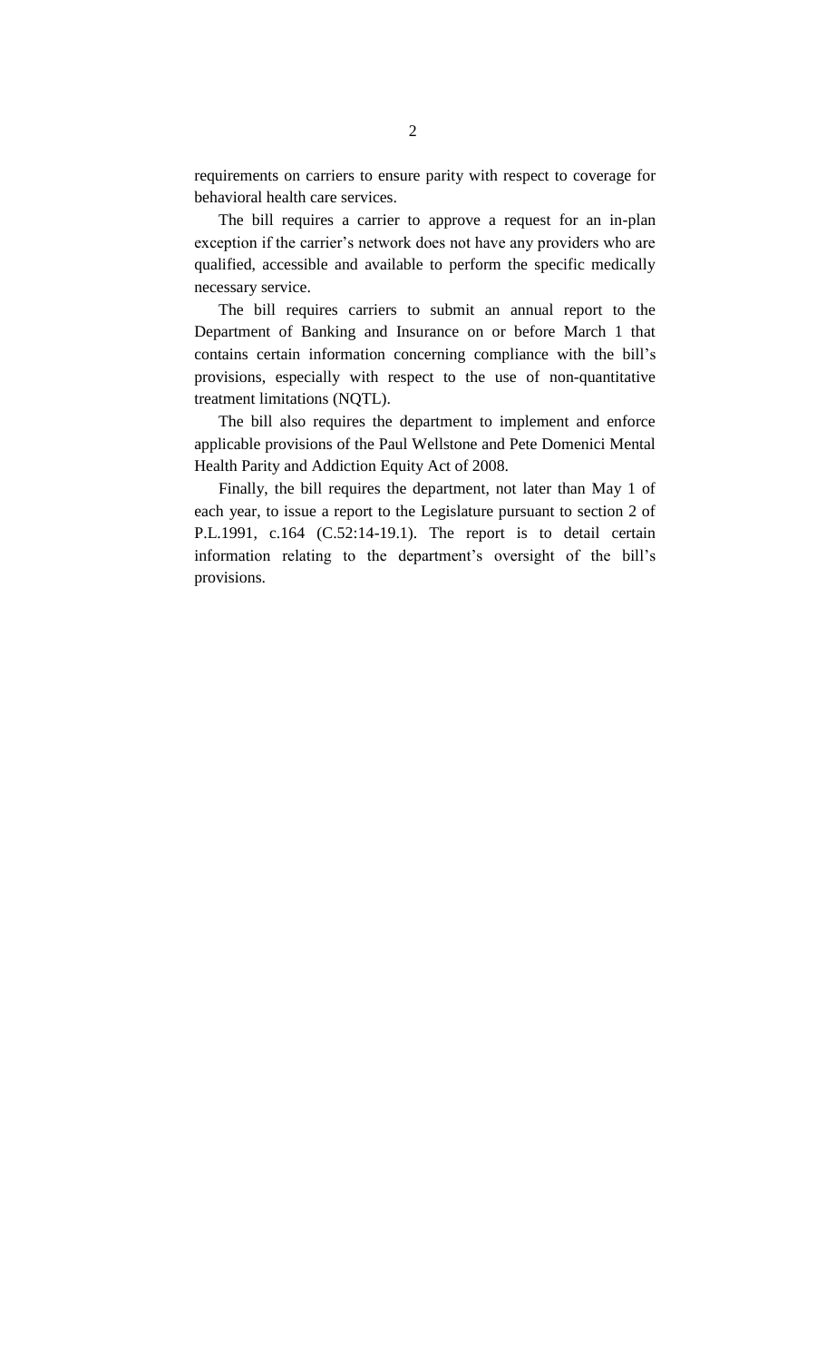requirements on carriers to ensure parity with respect to coverage for behavioral health care services.

The bill requires a carrier to approve a request for an in-plan exception if the carrier's network does not have any providers who are qualified, accessible and available to perform the specific medically necessary service.

The bill requires carriers to submit an annual report to the Department of Banking and Insurance on or before March 1 that contains certain information concerning compliance with the bill's provisions, especially with respect to the use of non-quantitative treatment limitations (NQTL).

The bill also requires the department to implement and enforce applicable provisions of the Paul Wellstone and Pete Domenici Mental Health Parity and Addiction Equity Act of 2008.

Finally, the bill requires the department, not later than May 1 of each year, to issue a report to the Legislature pursuant to section 2 of P.L.1991, c.164 (C.52:14-19.1). The report is to detail certain information relating to the department's oversight of the bill's provisions.